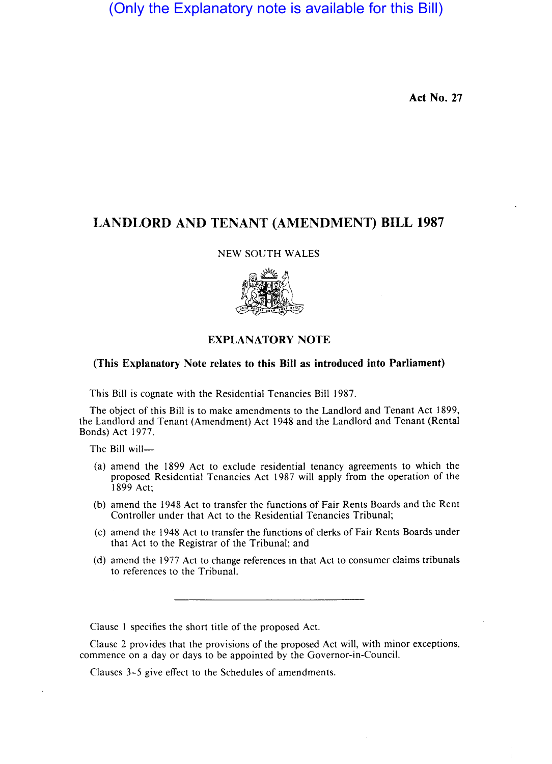(Only the Explanatory note is available for this Bill)

**Act No. 27**

# LANDLORD AND TENANT (AMENDMENT) BILL 1987

NEW SOUTH WALES

## EXPLANATORY NOTE

**(This Explanatory Note relates to this Bill as introduced into Parliament)**

This Bill is cognate with the Residential Tenancies Bill 1987.

The object of this Bill is to make amendments to the Landlord and Tenant Act 1899, the Landlord and Tenant (Amendment) Act 1948 and the Landlord and Tenant (Rental Bonds) Act 1977.

The Bill will—

(a) amend the 1899 Act to exclude residential tenancy agreements to which the proposed Residential Tenancies Act 1987 will apply from the operation of the 1899 Act;

(b) amend the 1948 Act to transfer the functions of Fair Rents Boards and the Rent Controller under that Act to the Residential Tenancies Tribunal;

(c) amend the 1948 Act to transfer the functions of clerks of Fair Rents Boards under that Act to the Registrar of the Tribunal; and

(d) amend the 1977 Act to change references in that Act to consumer claims tribunals to references to the Tribunal.

---

Clause 1 specifies the short title of the proposed Act.

Clause 2 provides that the provisions of the proposed Act will, with minor exceptions, commence on a day or days to be appointed by the Governor-in-Council.

Clauses 3–5 give effect to the Schedules of amendments.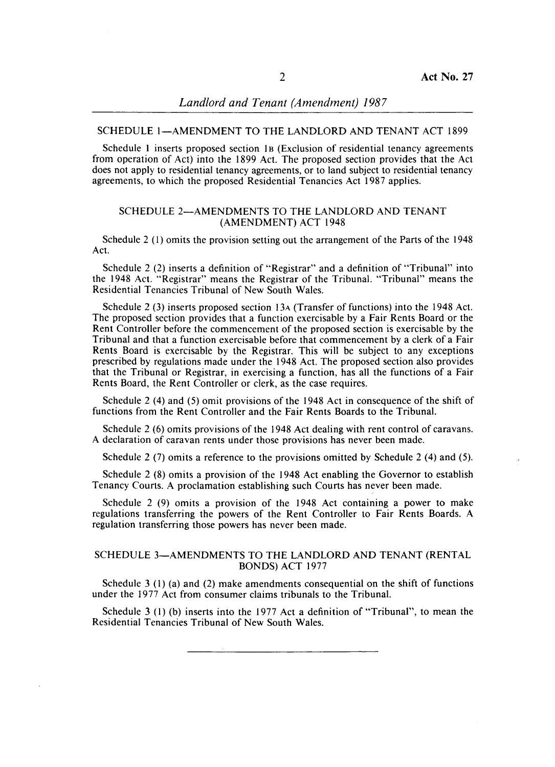## SCHEDULE 1—AMENDMENT TO THE LANDLORD AND TENANT ACT 1899

Schedule 1 inserts proposed section 1B (Exclusion of residential tenancy agreements from operation of Act) into the 1899 Act. The proposed section provides that the Act does not apply to residential tenancy agreements, or to land subject to residential tenancy agreements, to which the proposed Residential Tenancies Act 1987 applies.

## SCHEDULE 2—AMENDMENTS TO THE LANDLORD AND TENANT (AMENDMENT) ACT 1948

Schedule 2 (1) omits the provision setting out the arrangement of the Parts of the 1948 Act.

Schedule 2 (2) inserts a definition of "Registrar" and a definition of "Tribunal" into the 1948 Act. "Registrar" means the Registrar of the Tribunal. "Tribunal" means the Residential Tenancies Tribunal of New South Wales.

Schedule 2 (3) inserts proposed section 13A (Transfer of functions) into the 1948 Act. The proposed section provides that a function exercisable by a Fair Rents Board or the Rent Controller before the commencement of the proposed section is exercisable by the Tribunal and that a function exercisable before that commencement by a clerk of a Fair Rents Board is exercisable by the Registrar. This will be subject to any exceptions prescribed by regulations made under the 1948 Act. The proposed section also provides that the Tribunal or Registrar, in exercising a function, has all the functions of a Fair Rents Board, the Rent Controller or clerk, as the case requires.

Schedule 2 (4) and (5) omit provisions of the 1948 Act in consequence of the shift of functions from the Rent Controller and the Fair Rents Boards to the Tribunal.

Schedule 2 (6) omits provisions of the 1948 Act dealing with rent control of caravans. A declaration of caravan rents under those provisions has never been made.

Schedule 2 (7) omits a reference to the provisions omitted by Schedule 2 (4) and (5).

Schedule 2 (8) omits a provision of the 1948 Act enabling the Governor to establish Tenancy Courts. A proclamation establishing such Courts has never been made.

Schedule 2 (9) omits a provision of the 1948 Act containing a power to make regulations transferring the powers of the Rent Controller to Fair Rents Boards. A regulation transferring those powers has never been made.

## SCHEDULE 3—AMENDMENTS TO THE LANDLORD AND TENANT (RENTAL BONDS) ACT 1977

Schedule 3 (1) (a) and (2) make amendments consequential on the shift of functions under the 1977 Act from consumer claims tribunals to the Tribunal.

Schedule 3 (1) (b) inserts into the 1977 Act a definition of "Tribunal", to mean the Residential Tenancies Tribunal of New South Wales.